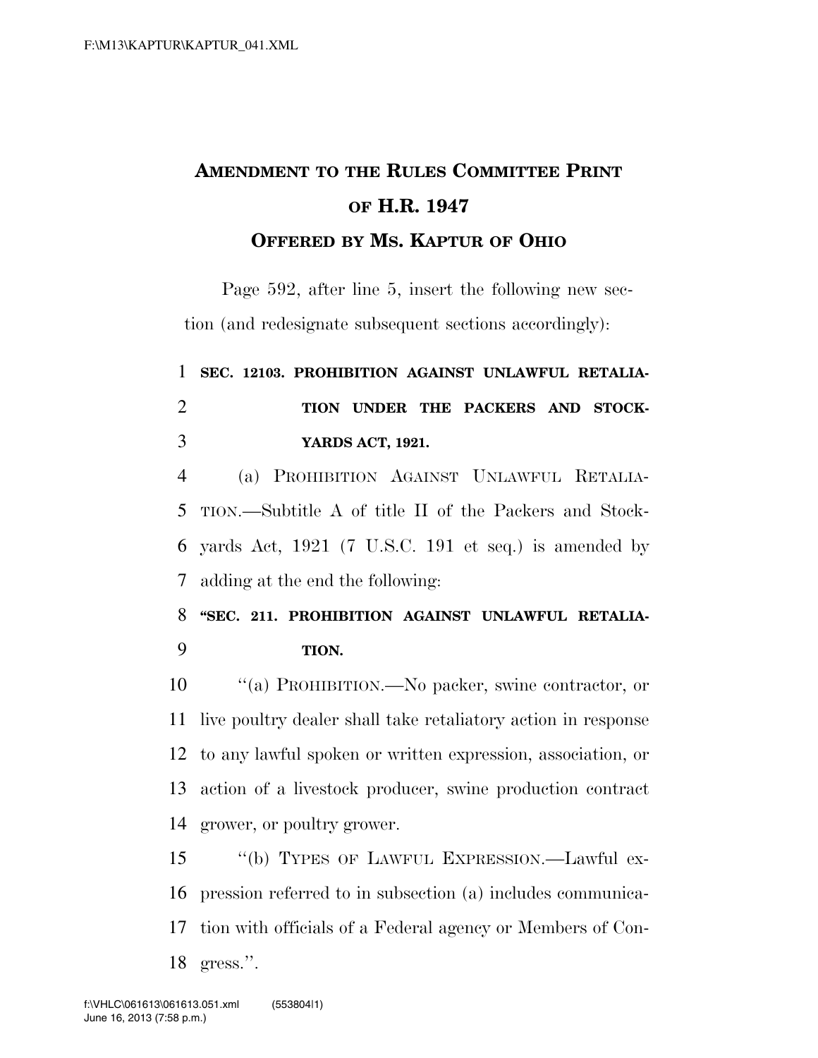# AMENDMENT TO THE RULES COMMITTEE PRINT OF H.R. 1947

## OFFERED BY MS. KAPTUR OF OHIO

Page 592, after line 5, insert the following new section (and redesignate subsequent sections accordingly):

**SEC. 12103. PROHIBITION AGAINST UNLAWFUL RETALIATION UNDER THE PACKERS AND STOCKYARDS ACT, 1921.**

(a) PROHIBITION AGAINST UNLAWFUL RETALIATION.—Subtitle A of title II of the Packers and Stockyards Act, 1921 (7 U.S.C. 191 et seq.) is amended by adding at the end the following:

**"SEC. 211. PROHIBITION AGAINST UNLAWFUL RETALIATION.**

"(a) PROHIBITION.—No packer, swine contractor, or live poultry dealer shall take retaliatory action in response to any lawful spoken or written expression, association, or action of a livestock producer, swine production contract grower, or poultry grower.

"(b) TYPES OF LAWFUL EXPRESSION.—Lawful expression referred to in subsection (a) includes communication with officials of a Federal agency or Members of Congress.".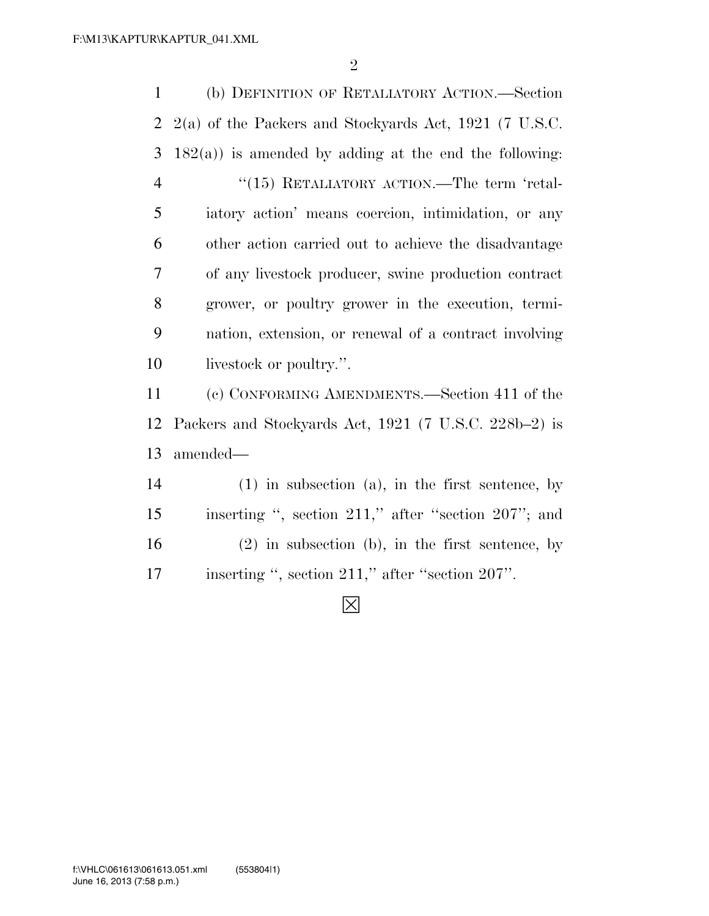(b) DEFINITION OF RETALIATORY ACTION.—Section 2(a) of the Packers and Stockyards Act, 1921 (7 U.S.C. 182(a)) is amended by adding at the end the following:

"(15) RETALIATORY ACTION.—The term 'retaliatory action' means coercion, intimidation, or any other action carried out to achieve the disadvantage of any livestock producer, swine production contract grower, or poultry grower in the execution, termination, extension, or renewal of a contract involving livestock or poultry.".

(c) CONFORMING AMENDMENTS.—Section 411 of the Packers and Stockyards Act, 1921 (7 U.S.C. 228b–2) is amended—

(1) in subsection (a), in the first sentence, by inserting ", section 211," after "section 207"; and

(2) in subsection (b), in the first sentence, by inserting ", section 211," after "section 207".